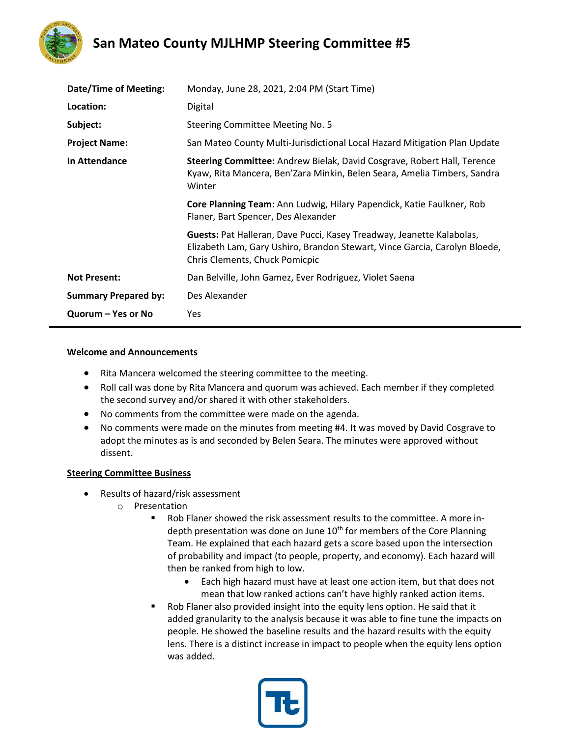# San Mateo County MJLHMP Steering Committee #5

| | |
|---|---|
| **Date/Time of Meeting:** | Monday, June 28, 2021, 2:04 PM (Start Time) |
| **Location:** | Digital |
| **Subject:** | Steering Committee Meeting No. 5 |
| **Project Name:** | San Mateo County Multi-Jurisdictional Local Hazard Mitigation Plan Update |
| **In Attendance** | **Steering Committee:** Andrew Bielak, David Cosgrave, Robert Hall, Terence Kyaw, Rita Mancera, Ben'Zara Minkin, Belen Seara, Amelia Timbers, Sandra Winter |
| | **Core Planning Team:** Ann Ludwig, Hilary Papendick, Katie Faulkner, Rob Flaner, Bart Spencer, Des Alexander |
| | **Guests:** Pat Halleran, Dave Pucci, Kasey Treadway, Jeanette Kalabolas, Elizabeth Lam, Gary Ushiro, Brandon Stewart, Vince Garcia, Carolyn Bloede, Chris Clements, Chuck Pomicpic |
| **Not Present:** | Dan Belville, John Gamez, Ever Rodriguez, Violet Saena |
| **Summary Prepared by:** | Des Alexander |
| **Quorum – Yes or No** | Yes |

## Welcome and Announcements

- Rita Mancera welcomed the steering committee to the meeting.
- Roll call was done by Rita Mancera and quorum was achieved. Each member if they completed the second survey and/or shared it with other stakeholders.
- No comments from the committee were made on the agenda.
- No comments were made on the minutes from meeting #4. It was moved by David Cosgrave to adopt the minutes as is and seconded by Belen Seara. The minutes were approved without dissent.

## Steering Committee Business

- Results of hazard/risk assessment
  - Presentation
    - Rob Flaner showed the risk assessment results to the committee. A more in-depth presentation was done on June 10th for members of the Core Planning Team. He explained that each hazard gets a score based upon the intersection of probability and impact (to people, property, and economy). Each hazard will then be ranked from high to low.
      - Each high hazard must have at least one action item, but that does not mean that low ranked actions can't have highly ranked action items.
    - Rob Flaner also provided insight into the equity lens option. He said that it added granularity to the analysis because it was able to fine tune the impacts on people. He showed the baseline results and the hazard results with the equity lens. There is a distinct increase in impact to people when the equity lens option was added.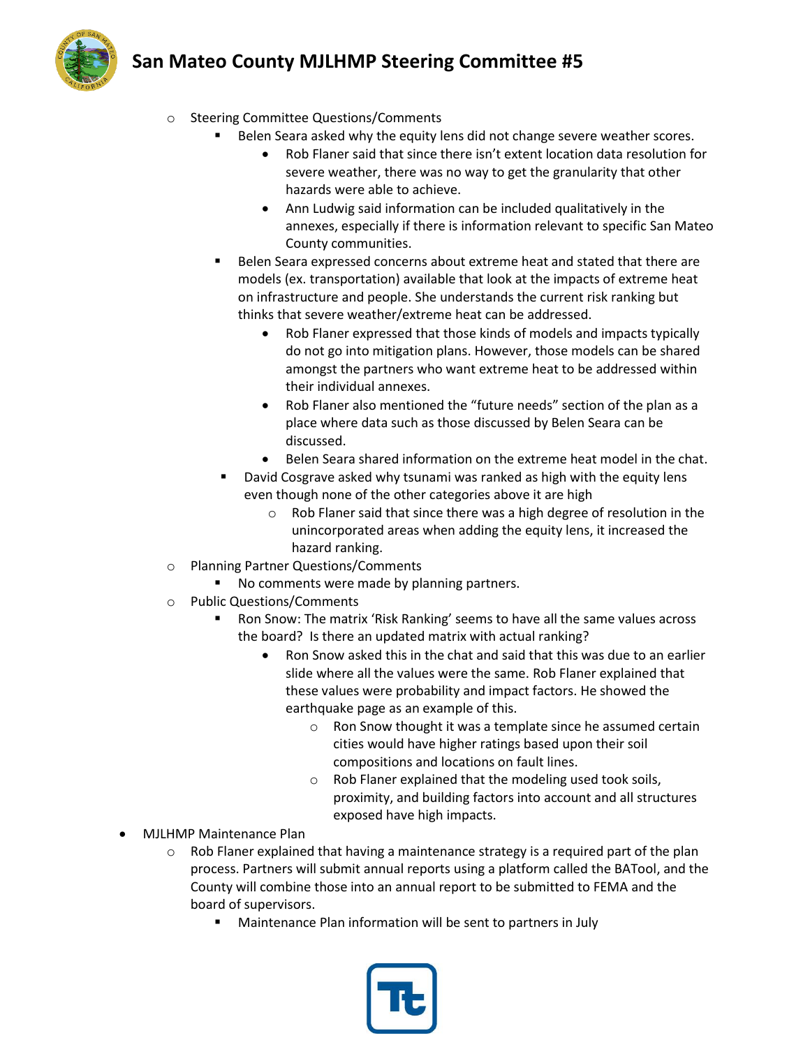- Steering Committee Questions/Comments
  - Belen Seara asked why the equity lens did not change severe weather scores.
    - Rob Flaner said that since there isn't extent location data resolution for severe weather, there was no way to get the granularity that other hazards were able to achieve.
    - Ann Ludwig said information can be included qualitatively in the annexes, especially if there is information relevant to specific San Mateo County communities.
  - Belen Seara expressed concerns about extreme heat and stated that there are models (ex. transportation) available that look at the impacts of extreme heat on infrastructure and people. She understands the current risk ranking but thinks that severe weather/extreme heat can be addressed.
    - Rob Flaner expressed that those kinds of models and impacts typically do not go into mitigation plans. However, those models can be shared amongst the partners who want extreme heat to be addressed within their individual annexes.
    - Rob Flaner also mentioned the "future needs" section of the plan as a place where data such as those discussed by Belen Seara can be discussed.
    - Belen Seara shared information on the extreme heat model in the chat.
  - David Cosgrave asked why tsunami was ranked as high with the equity lens even though none of the other categories above it are high
    - Rob Flaner said that since there was a high degree of resolution in the unincorporated areas when adding the equity lens, it increased the hazard ranking.
- Planning Partner Questions/Comments
  - No comments were made by planning partners.
- Public Questions/Comments
  - Ron Snow: The matrix 'Risk Ranking' seems to have all the same values across the board? Is there an updated matrix with actual ranking?
    - Ron Snow asked this in the chat and said that this was due to an earlier slide where all the values were the same. Rob Flaner explained that these values were probability and impact factors. He showed the earthquake page as an example of this.
      - Ron Snow thought it was a template since he assumed certain cities would have higher ratings based upon their soil compositions and locations on fault lines.
      - Rob Flaner explained that the modeling used took soils, proximity, and building factors into account and all structures exposed have high impacts.

- MJLHMP Maintenance Plan
  - Rob Flaner explained that having a maintenance strategy is a required part of the plan process. Partners will submit annual reports using a platform called the BATool, and the County will combine those into an annual report to be submitted to FEMA and the board of supervisors.
    - Maintenance Plan information will be sent to partners in July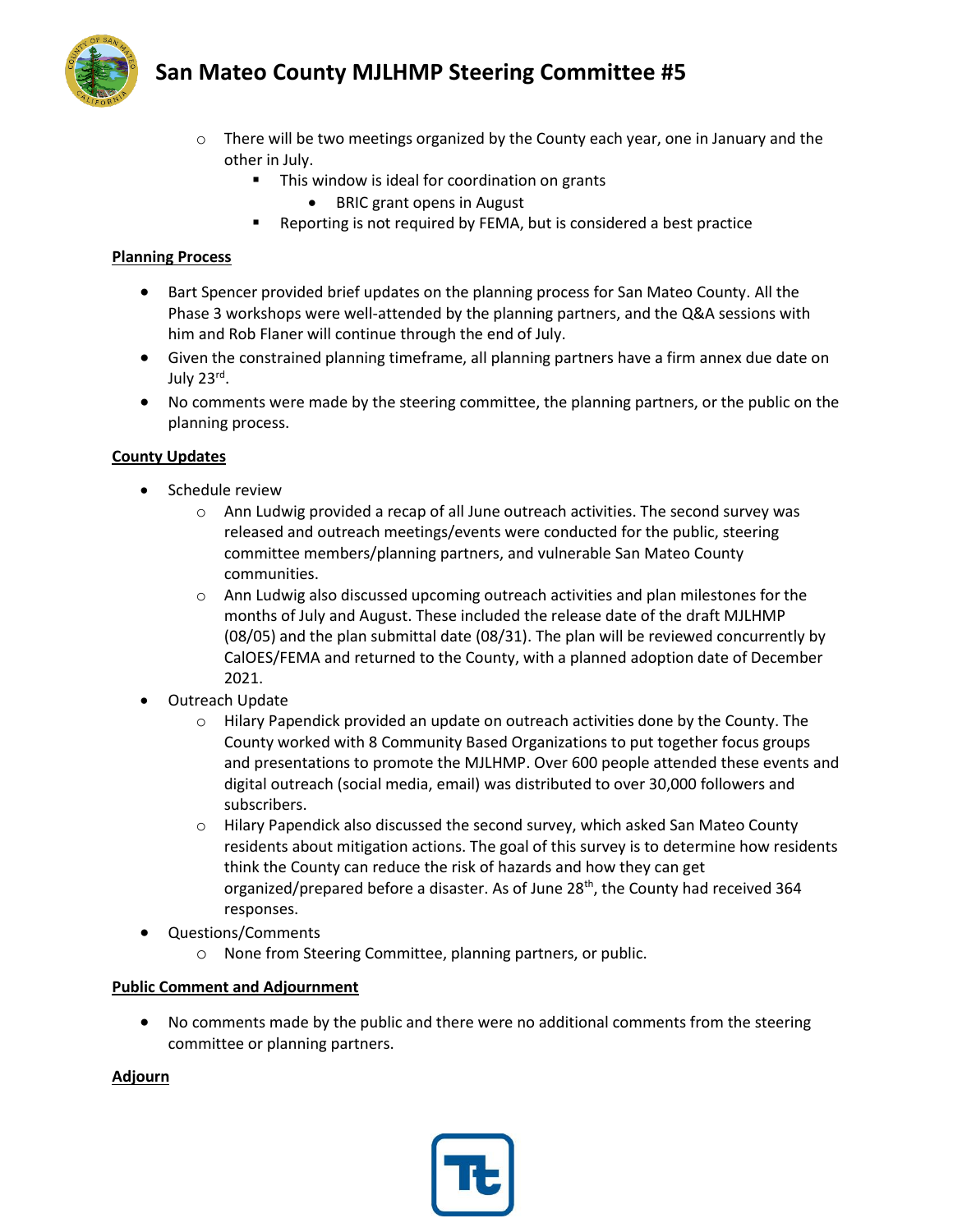- There will be two meetings organized by the County each year, one in January and the other in July.
    - This window is ideal for coordination on grants
        - BRIC grant opens in August
    - Reporting is not required by FEMA, but is considered a best practice

**Planning Process**

- Bart Spencer provided brief updates on the planning process for San Mateo County. All the Phase 3 workshops were well-attended by the planning partners, and the Q&A sessions with him and Rob Flaner will continue through the end of July.
- Given the constrained planning timeframe, all planning partners have a firm annex due date on July 23rd.
- No comments were made by the steering committee, the planning partners, or the public on the planning process.

**County Updates**

- Schedule review
    - Ann Ludwig provided a recap of all June outreach activities. The second survey was released and outreach meetings/events were conducted for the public, steering committee members/planning partners, and vulnerable San Mateo County communities.
    - Ann Ludwig also discussed upcoming outreach activities and plan milestones for the months of July and August. These included the release date of the draft MJLHMP (08/05) and the plan submittal date (08/31). The plan will be reviewed concurrently by CalOES/FEMA and returned to the County, with a planned adoption date of December 2021.
- Outreach Update
    - Hilary Papendick provided an update on outreach activities done by the County. The County worked with 8 Community Based Organizations to put together focus groups and presentations to promote the MJLHMP. Over 600 people attended these events and digital outreach (social media, email) was distributed to over 30,000 followers and subscribers.
    - Hilary Papendick also discussed the second survey, which asked San Mateo County residents about mitigation actions. The goal of this survey is to determine how residents think the County can reduce the risk of hazards and how they can get organized/prepared before a disaster. As of June 28th, the County had received 364 responses.
- Questions/Comments
    - None from Steering Committee, planning partners, or public.

**Public Comment and Adjournment**

- No comments made by the public and there were no additional comments from the steering committee or planning partners.

**Adjourn**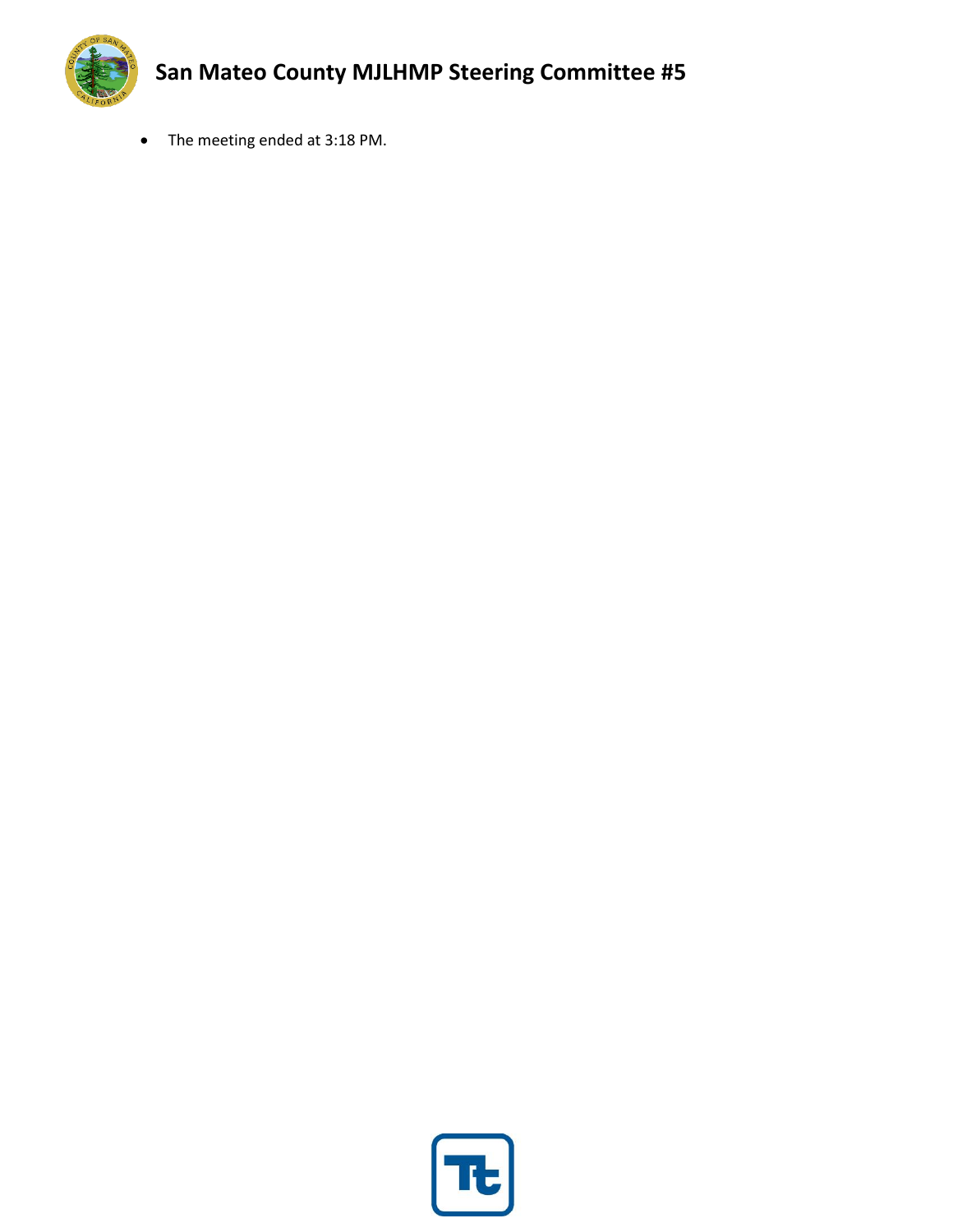- The meeting ended at 3:18 PM.